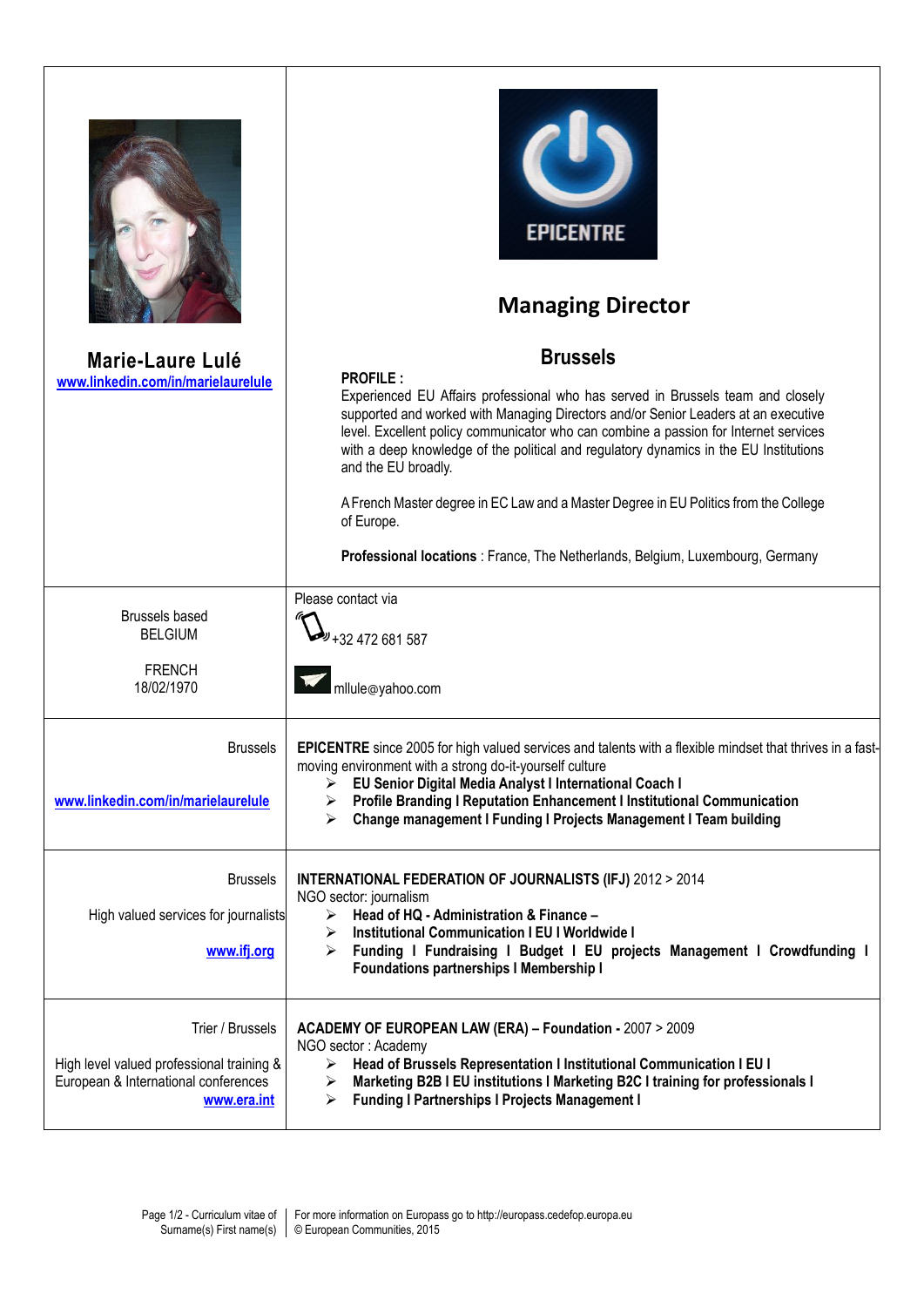# Marie-Laure Lulé

www.linkedin.com/in/marielaurelule

EPICENTRE

## Managing Director

## Brussels

**PROFILE :**
Experienced EU Affairs professional who has served in Brussels team and closely supported and worked with Managing Directors and/or Senior Leaders at an executive level. Excellent policy communicator who can combine a passion for Internet services with a deep knowledge of the political and regulatory dynamics in the EU Institutions and the EU broadly.

A French Master degree in EC Law and a Master Degree in EU Politics from the College of Europe.

**Professional locations** : France, The Netherlands, Belgium, Luxembourg, Germany

---

Brussels based
BELGIUM

FRENCH
18/02/1970

Please contact via

+32 472 681 587

mllule@yahoo.com

---

Brussels

www.linkedin.com/in/marielaurelule

**EPICENTRE** since 2005 for high valued services and talents with a flexible mindset that thrives in a fast-moving environment with a strong do-it-yourself culture

- **EU Senior Digital Media Analyst I International Coach I**
- **Profile Branding I Reputation Enhancement I Institutional Communication**
- **Change management I Funding I Projects Management I Team building**

---

Brussels

High valued services for journalists

www.ifj.org

**INTERNATIONAL FEDERATION OF JOURNALISTS (IFJ)** 2012 > 2014
NGO sector: journalism

- **Head of HQ - Administration & Finance –**
- **Institutional Communication I EU I Worldwide I**
- **Funding I Fundraising I Budget I EU projects Management I Crowdfunding I Foundations partnerships I Membership I**

---

Trier / Brussels

High level valued professional training & European & International conferences

www.era.int

**ACADEMY OF EUROPEAN LAW (ERA) – Foundation** - 2007 > 2009
NGO sector : Academy

- **Head of Brussels Representation I Institutional Communication I EU I**
- **Marketing B2B I EU institutions I Marketing B2C I training for professionals I**
- **Funding I Partnerships I Projects Management I**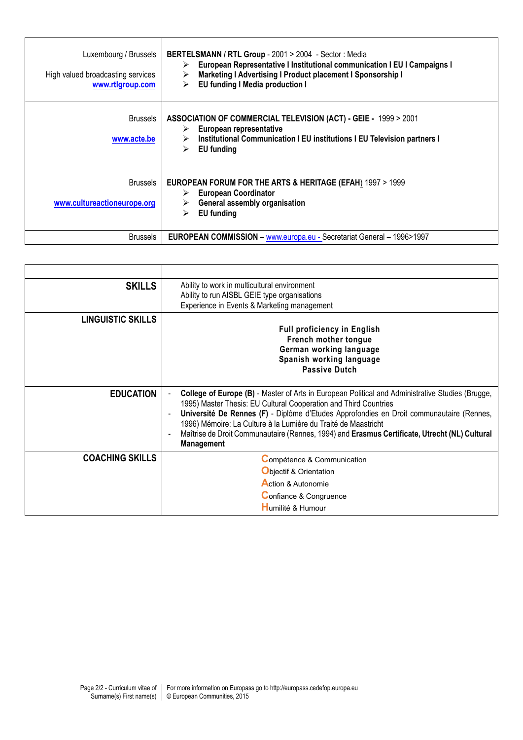| | |
|---|---|
| Luxembourg / Brussels<br><br>High valued broadcasting services<br>www.rtlgroup.com | **BERTELSMANN / RTL Group** - 2001 > 2004 - Sector : Media<br>➢ **European Representative I Institutional communication I EU I Campaigns I**<br>➢ **Marketing I Advertising I Product placement I Sponsorship I**<br>➢ **EU funding I Media production I** |
| Brussels<br><br>www.acte.be | **ASSOCIATION OF COMMERCIAL TELEVISION (ACT) - GEIE -** 1999 > 2001<br>➢ **European representative**<br>➢ **Institutional Communication I EU institutions I EU Television partners I**<br>➢ **EU funding** |
| Brussels<br><br>www.cultureactioneurope.org | **EUROPEAN FORUM FOR THE ARTS & HERITAGE (EFAH)** 1997 > 1999<br>➢ **European Coordinator**<br>➢ **General assembly organisation**<br>➢ **EU funding** |
| Brussels | **EUROPEAN COMMISSION** – www.europa.eu - Secretariat General – 1996>1997 |

| | |
|---|---|
| **SKILLS** | Ability to work in multicultural environment<br>Ability to run AISBL GEIE type organisations<br>Experience in Events & Marketing management |
| **LINGUISTIC SKILLS** | **Full proficiency in English**<br>**French mother tongue**<br>**German working language**<br>**Spanish working language**<br>**Passive Dutch** |
| **EDUCATION** | - **College of Europe (B)** - Master of Arts in European Political and Administrative Studies (Brugge, 1995) Master Thesis: EU Cultural Cooperation and Third Countries<br>- **Université De Rennes (F)** - Diplôme d'Etudes Approfondies en Droit communautaire (Rennes, 1996) Mémoire: La Culture à la Lumière du Traité de Maastricht<br>- Maîtrise de Droit Communautaire (Rennes, 1994) and **Erasmus Certificate, Utrecht (NL) Cultural Management** |
| **COACHING SKILLS** | **C**ompétence & Communication<br>**O**bjectif & Orientation<br>**A**ction & Autonomie<br>**C**onfiance & Congruence<br>**H**umilité & Humour |

Page 2/2 - Curriculum vitae of Surname(s) First name(s)

For more information on Europass go to http://europass.cedefop.europa.eu
© European Communities, 2015